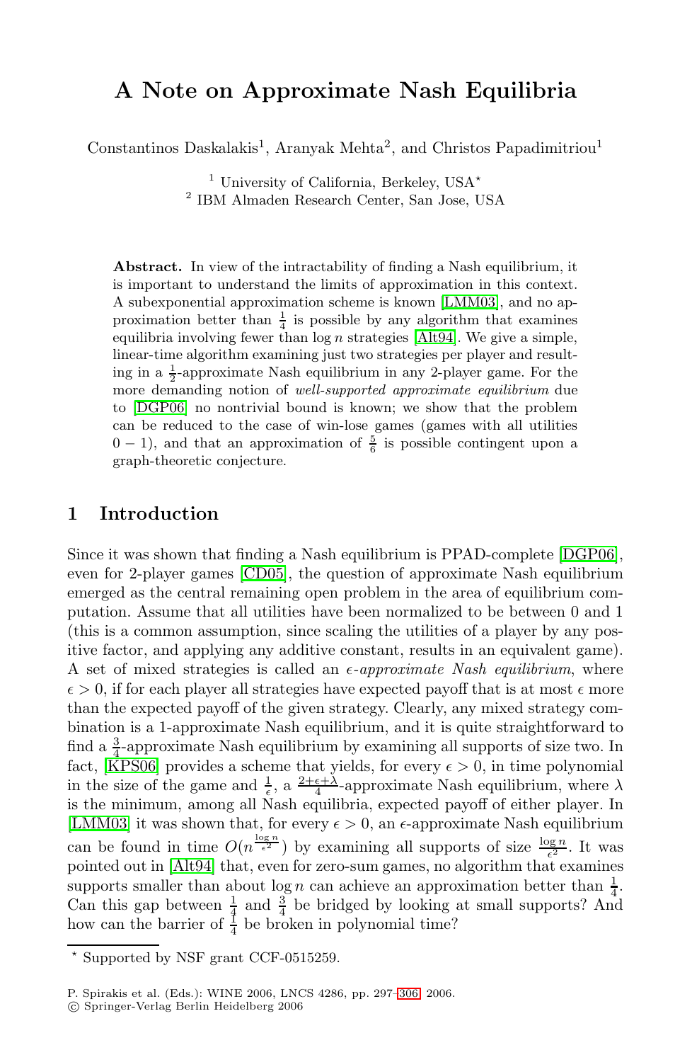# A Note on Approximate Nash Equilibria

Constantinos Daskalakis[1], Aranyak Mehta[2], and Christos Papadimitriou[1]

[1] University of California, Berkeley, USA*
[2] IBM Almaden Research Center, San Jose, USA

**Abstract.** In view of the intractability of finding a Nash equilibrium, it is important to understand the limits of approximation in this context. A subexponential approximation scheme is known [LMM03], and no approximation better than $\frac{1}{4}$ is possible by any algorithm that examines equilibria involving fewer than $\log n$ strategies [Alt94]. We give a simple, linear-time algorithm examining just two strategies per player and resulting in a $\frac{1}{2}$-approximate Nash equilibrium in any 2-player game. For the more demanding notion of *well-supported approximate equilibrium* due to [DGP06] no nontrivial bound is known; we show that the problem can be reduced to the case of win-lose games (games with all utilities $0-1$), and that an approximation of $\frac{5}{6}$ is possible contingent upon a graph-theoretic conjecture.

## 1 Introduction

Since it was shown that finding a Nash equilibrium is PPAD-complete [DGP06], even for 2-player games [CD05], the question of approximate Nash equilibrium emerged as the central remaining open problem in the area of equilibrium computation. Assume that all utilities have been normalized to be between 0 and 1 (this is a common assumption, since scaling the utilities of a player by any positive factor, and applying any additive constant, results in an equivalent game). A set of mixed strategies is called an *$\epsilon$-approximate Nash equilibrium*, where $\epsilon > 0$, if for each player all strategies have expected payoff that is at most $\epsilon$ more than the expected payoff of the given strategy. Clearly, any mixed strategy combination is a 1-approximate Nash equilibrium, and it is quite straightforward to find a $\frac{3}{4}$-approximate Nash equilibrium by examining all supports of size two. In fact, [KPS06] provides a scheme that yields, for every $\epsilon > 0$, in time polynomial in the size of the game and $\frac{1}{\epsilon}$, a $\frac{2+\epsilon+\lambda}{4}$-approximate Nash equilibrium, where $\lambda$ is the minimum, among all Nash equilibria, expected payoff of either player. In [LMM03] it was shown that, for every $\epsilon > 0$, an $\epsilon$-approximate Nash equilibrium can be found in time $O(n^{\frac{\log n}{\epsilon^2}})$ by examining all supports of size $\frac{\log n}{\epsilon^2}$. It was pointed out in [Alt94] that, even for zero-sum games, no algorithm that examines supports smaller than about $\log n$ can achieve an approximation better than $\frac{1}{4}$. Can this gap between $\frac{1}{4}$ and $\frac{3}{4}$ be bridged by looking at small supports? And how can the barrier of $\frac{1}{4}$ be broken in polynomial time?

* Supported by NSF grant CCF-0515259.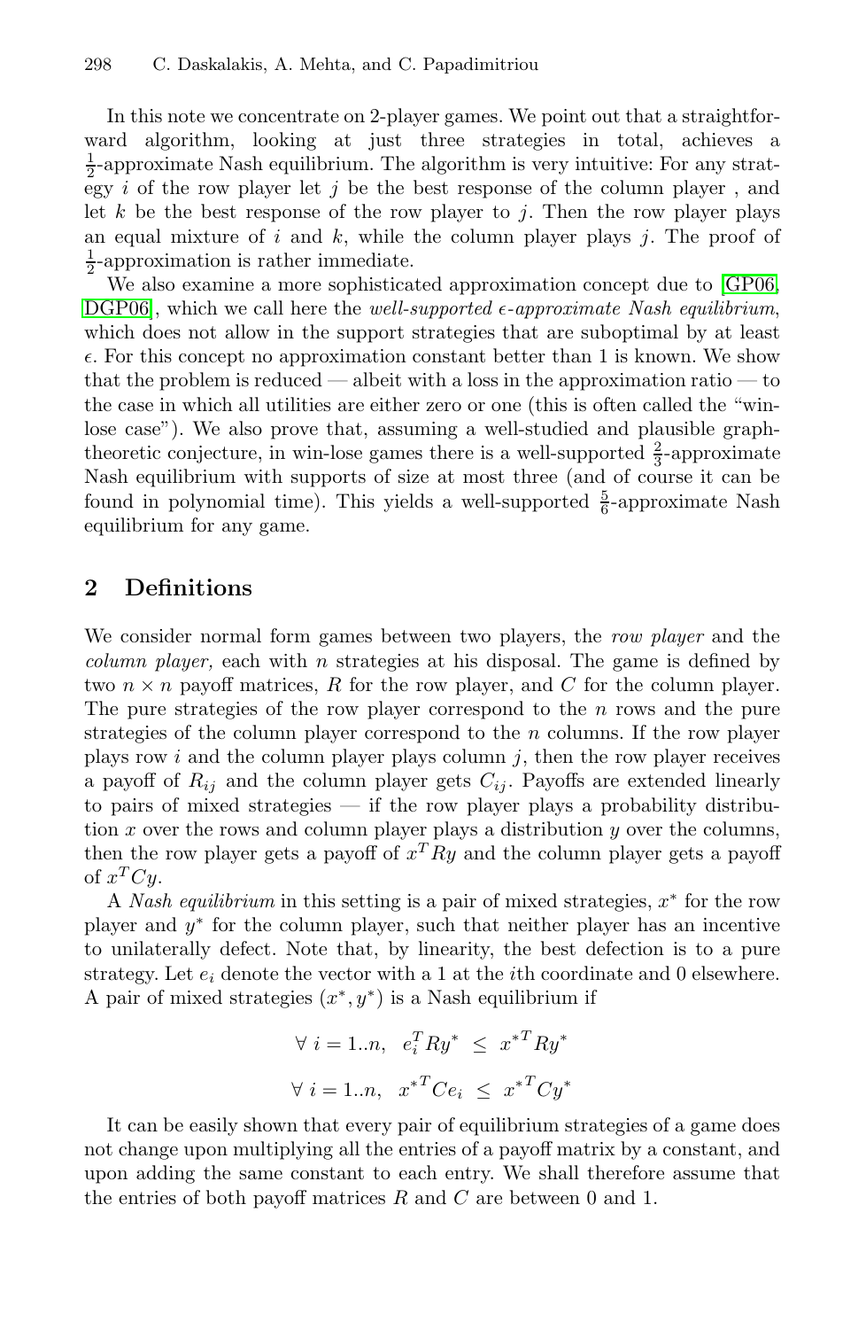In this note we concentrate on 2-player games. We point out that a straightforward algorithm, looking at just three strategies in total, achieves a $\frac{1}{2}$-approximate Nash equilibrium. The algorithm is very intuitive: For any strategy $i$ of the row player let $j$ be the best response of the column player , and let $k$ be the best response of the row player to $j$. Then the row player plays an equal mixture of $i$ and $k$, while the column player plays $j$. The proof of $\frac{1}{2}$-approximation is rather immediate.

We also examine a more sophisticated approximation concept due to [GP06, DGP06], which we call here the *well-supported $\epsilon$-approximate Nash equilibrium*, which does not allow in the support strategies that are suboptimal by at least $\epsilon$. For this concept no approximation constant better than 1 is known. We show that the problem is reduced — albeit with a loss in the approximation ratio — to the case in which all utilities are either zero or one (this is often called the "win-lose case"). We also prove that, assuming a well-studied and plausible graph-theoretic conjecture, in win-lose games there is a well-supported $\frac{2}{3}$-approximate Nash equilibrium with supports of size at most three (and of course it can be found in polynomial time). This yields a well-supported $\frac{5}{6}$-approximate Nash equilibrium for any game.

## 2 Definitions

We consider normal form games between two players, the *row player* and the *column player,* each with $n$ strategies at his disposal. The game is defined by two $n \times n$ payoff matrices, $R$ for the row player, and $C$ for the column player. The pure strategies of the row player correspond to the $n$ rows and the pure strategies of the column player correspond to the $n$ columns. If the row player plays row $i$ and the column player plays column $j$, then the row player receives a payoff of $R_{ij}$ and the column player gets $C_{ij}$. Payoffs are extended linearly to pairs of mixed strategies — if the row player plays a probability distribution $x$ over the rows and column player plays a distribution $y$ over the columns, then the row player gets a payoff of $x^T Ry$ and the column player gets a payoff of $x^T Cy$.

A *Nash equilibrium* in this setting is a pair of mixed strategies, $x^*$ for the row player and $y^*$ for the column player, such that neither player has an incentive to unilaterally defect. Note that, by linearity, the best defection is to a pure strategy. Let $e_i$ denote the vector with a 1 at the $i$th coordinate and 0 elsewhere. A pair of mixed strategies $(x^*, y^*)$ is a Nash equilibrium if

$$\forall\ i = 1..n,\ \ e_i^T R y^* \ \leq\ {x^*}^T R y^*$$

$$\forall\ i = 1..n,\ \ {x^*}^T C e_i \ \leq\ {x^*}^T C y^*$$

It can be easily shown that every pair of equilibrium strategies of a game does not change upon multiplying all the entries of a payoff matrix by a constant, and upon adding the same constant to each entry. We shall therefore assume that the entries of both payoff matrices $R$ and $C$ are between 0 and 1.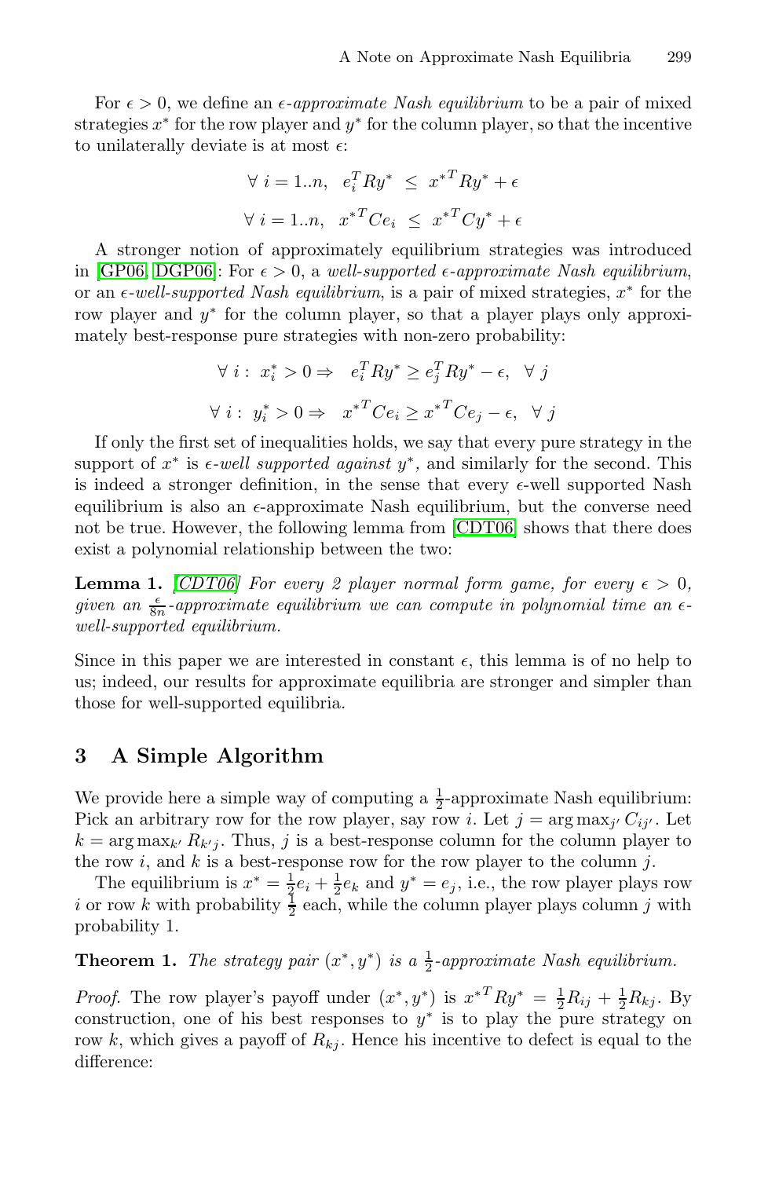For $\epsilon > 0$, we define an *$\epsilon$-approximate Nash equilibrium* to be a pair of mixed strategies $x^*$ for the row player and $y^*$ for the column player, so that the incentive to unilaterally deviate is at most $\epsilon$:

$$\forall\ i = 1..n,\quad e_i^T R y^* \ \leq\ {x^*}^T R y^* + \epsilon$$

$$\forall\ i = 1..n,\quad {x^*}^T C e_i \ \leq\ {x^*}^T C y^* + \epsilon$$

A stronger notion of approximately equilibrium strategies was introduced in [GP06, DGP06]: For $\epsilon > 0$, a *well-supported $\epsilon$-approximate Nash equilibrium*, or an *$\epsilon$-well-supported Nash equilibrium*, is a pair of mixed strategies, $x^*$ for the row player and $y^*$ for the column player, so that a player plays only approximately best-response pure strategies with non-zero probability:

$$\forall\ i:\ x_i^* > 0 \Rightarrow\quad e_i^T R y^* \geq e_j^T R y^* - \epsilon,\ \ \forall\ j$$

$$\forall\ i:\ y_i^* > 0 \Rightarrow\quad {x^*}^T C e_i \geq {x^*}^T C e_j - \epsilon,\ \ \forall\ j$$

If only the first set of inequalities holds, we say that every pure strategy in the support of $x^*$ is *$\epsilon$-well supported against $y^*$*, and similarly for the second. This is indeed a stronger definition, in the sense that every $\epsilon$-well supported Nash equilibrium is also an $\epsilon$-approximate Nash equilibrium, but the converse need not be true. However, the following lemma from [CDT06] shows that there does exist a polynomial relationship between the two:

**Lemma 1.** *[CDT06] For every 2 player normal form game, for every $\epsilon > 0$, given an $\frac{\epsilon}{8n}$-approximate equilibrium we can compute in polynomial time an $\epsilon$-well-supported equilibrium.*

Since in this paper we are interested in constant $\epsilon$, this lemma is of no help to us; indeed, our results for approximate equilibria are stronger and simpler than those for well-supported equilibria.

## 3 A Simple Algorithm

We provide here a simple way of computing a $\frac{1}{2}$-approximate Nash equilibrium: Pick an arbitrary row for the row player, say row $i$. Let $j = \arg\max_{j'} C_{ij'}$. Let $k = \arg\max_{k'} R_{k'j}$. Thus, $j$ is a best-response column for the column player to the row $i$, and $k$ is a best-response row for the row player to the column $j$.

The equilibrium is $x^* = \frac{1}{2}e_i + \frac{1}{2}e_k$ and $y^* = e_j$, i.e., the row player plays row $i$ or row $k$ with probability $\frac{1}{2}$ each, while the column player plays column $j$ with probability 1.

**Theorem 1.** *The strategy pair $(x^*, y^*)$ is a $\frac{1}{2}$-approximate Nash equilibrium.*

*Proof.* The row player's payoff under $(x^*, y^*)$ is ${x^*}^T R y^* = \frac{1}{2}R_{ij} + \frac{1}{2}R_{kj}$. By construction, one of his best responses to $y^*$ is to play the pure strategy on row $k$, which gives a payoff of $R_{kj}$. Hence his incentive to defect is equal to the difference: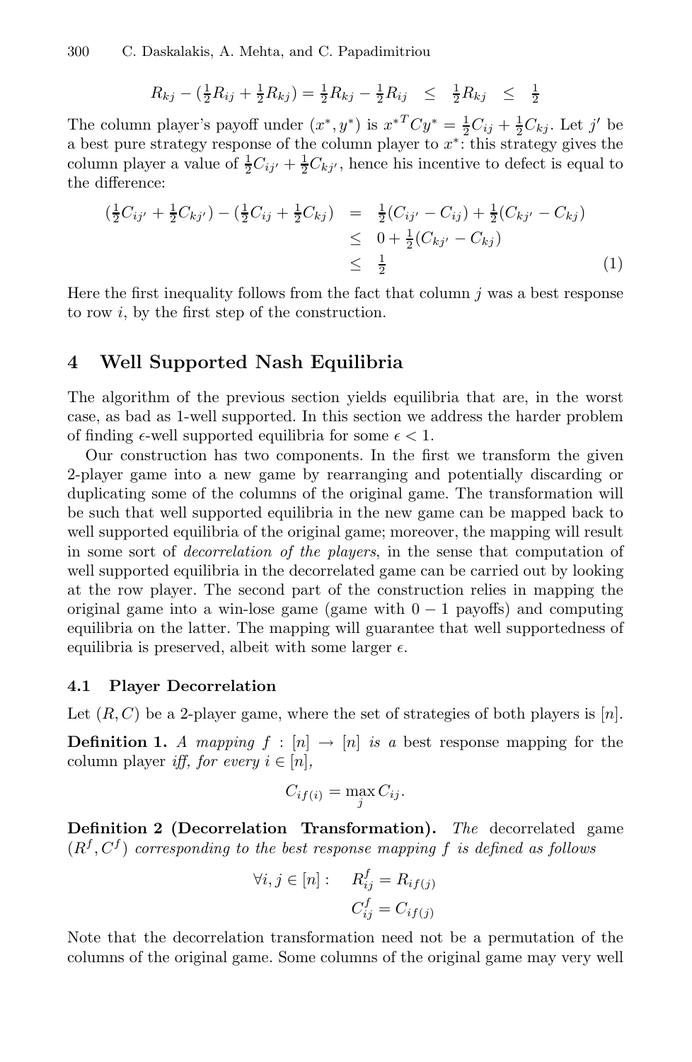$$R_{kj} - (\tfrac{1}{2}R_{ij} + \tfrac{1}{2}R_{kj}) = \tfrac{1}{2}R_{kj} - \tfrac{1}{2}R_{ij} \quad \leq \quad \tfrac{1}{2}R_{kj} \quad \leq \quad \tfrac{1}{2}$$

The column player's payoff under $(x^*, y^*)$ is $x^{*T}Cy^* = \frac{1}{2}C_{ij} + \frac{1}{2}C_{kj}$. Let $j'$ be a best pure strategy response of the column player to $x^*$: this strategy gives the column player a value of $\frac{1}{2}C_{ij'} + \frac{1}{2}C_{kj'}$, hence his incentive to defect is equal to the difference:

$$\begin{aligned}
(\tfrac{1}{2}C_{ij'} + \tfrac{1}{2}C_{kj'}) - (\tfrac{1}{2}C_{ij} + \tfrac{1}{2}C_{kj}) &= \tfrac{1}{2}(C_{ij'} - C_{ij}) + \tfrac{1}{2}(C_{kj'} - C_{kj}) \\
&\leq 0 + \tfrac{1}{2}(C_{kj'} - C_{kj}) \\
&\leq \tfrac{1}{2} \qquad (1)
\end{aligned}$$

Here the first inequality follows from the fact that column $j$ was a best response to row $i$, by the first step of the construction.

## 4 Well Supported Nash Equilibria

The algorithm of the previous section yields equilibria that are, in the worst case, as bad as 1-well supported. In this section we address the harder problem of finding $\epsilon$-well supported equilibria for some $\epsilon < 1$.

Our construction has two components. In the first we transform the given 2-player game into a new game by rearranging and potentially discarding or duplicating some of the columns of the original game. The transformation will be such that well supported equilibria in the new game can be mapped back to well supported equilibria of the original game; moreover, the mapping will result in some sort of *decorrelation of the players*, in the sense that computation of well supported equilibria in the decorrelated game can be carried out by looking at the row player. The second part of the construction relies in mapping the original game into a win-lose game (game with $0 - 1$ payoffs) and computing equilibria on the latter. The mapping will guarantee that well supportedness of equilibria is preserved, albeit with some larger $\epsilon$.

### 4.1 Player Decorrelation

Let $(R, C)$ be a 2-player game, where the set of strategies of both players is $[n]$.

**Definition 1.** *A mapping $f : [n] \to [n]$ is a* best response mapping *for the column player iff, for every $i \in [n]$,*

$$C_{if(i)} = \max_j C_{ij}.$$

**Definition 2 (Decorrelation Transformation).** *The* decorrelated game $(R^f, C^f)$ *corresponding to the best response mapping $f$ is defined as follows*

$$\forall i, j \in [n]: \quad R^f_{ij} = R_{if(j)}$$
$$C^f_{ij} = C_{if(j)}$$

Note that the decorrelation transformation need not be a permutation of the columns of the original game. Some columns of the original game may very well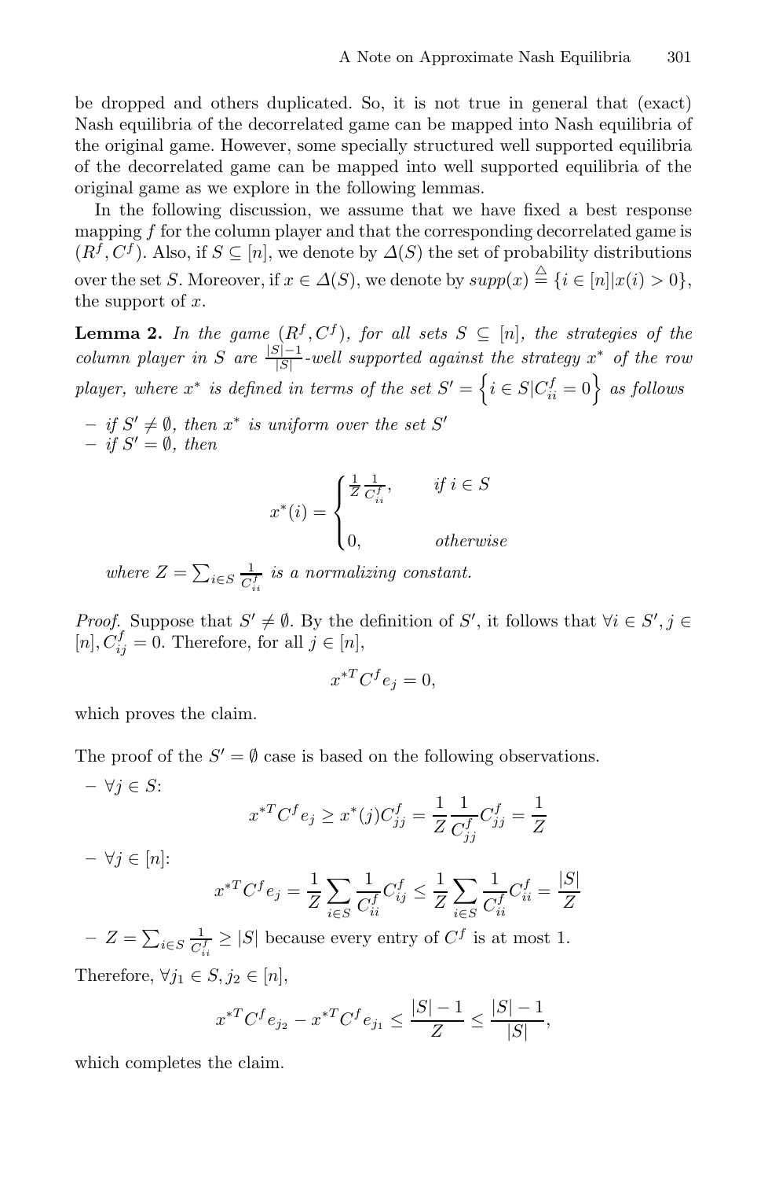be dropped and others duplicated. So, it is not true in general that (exact) Nash equilibria of the decorrelated game can be mapped into Nash equilibria of the original game. However, some specially structured well supported equilibria of the decorrelated game can be mapped into well supported equilibria of the original game as we explore in the following lemmas.

In the following discussion, we assume that we have fixed a best response mapping $f$ for the column player and that the corresponding decorrelated game is $(R^f, C^f)$. Also, if $S \subseteq [n]$, we denote by $\Delta(S)$ the set of probability distributions over the set $S$. Moreover, if $x \in \Delta(S)$, we denote by $supp(x) \overset{\triangle}{=} \{i \in [n] | x(i) > 0\}$, the support of $x$.

**Lemma 2.** *In the game $(R^f, C^f)$, for all sets $S \subseteq [n]$, the strategies of the column player in $S$ are $\frac{|S|-1}{|S|}$-well supported against the strategy $x^*$ of the row player, where $x^*$ is defined in terms of the set $S' = \left\{i \in S | C^f_{ii} = 0\right\}$ as follows*

- *if $S' \neq \emptyset$, then $x^*$ is uniform over the set $S'$*
- *if $S' = \emptyset$, then*

$$x^*(i) = \begin{cases} \frac{1}{Z}\frac{1}{C^f_{ii}}, & \textit{if } i \in S \\ \\ 0, & \textit{otherwise} \end{cases}$$

*where $Z = \sum_{i \in S} \frac{1}{C^f_{ii}}$ is a normalizing constant.*

*Proof.* Suppose that $S' \neq \emptyset$. By the definition of $S'$, it follows that $\forall i \in S', j \in [n], C^f_{ij} = 0$. Therefore, for all $j \in [n]$,

$$x^{*T} C^f e_j = 0,$$

which proves the claim.

The proof of the $S' = \emptyset$ case is based on the following observations.

- $\forall j \in S$:

$$x^{*T} C^f e_j \geq x^*(j) C^f_{jj} = \frac{1}{Z}\frac{1}{C^f_{jj}} C^f_{jj} = \frac{1}{Z}$$

- $\forall j \in [n]$:

$$x^{*T} C^f e_j = \frac{1}{Z}\sum_{i \in S} \frac{1}{C^f_{ii}} C^f_{ij} \leq \frac{1}{Z}\sum_{i \in S} \frac{1}{C^f_{ii}} C^f_{ii} = \frac{|S|}{Z}$$

- $Z = \sum_{i \in S} \frac{1}{C^f_{ii}} \geq |S|$ because every entry of $C^f$ is at most 1.

Therefore, $\forall j_1 \in S, j_2 \in [n]$,

$$x^{*T} C^f e_{j_2} - x^{*T} C^f e_{j_1} \leq \frac{|S|-1}{Z} \leq \frac{|S|-1}{|S|},$$

which completes the claim.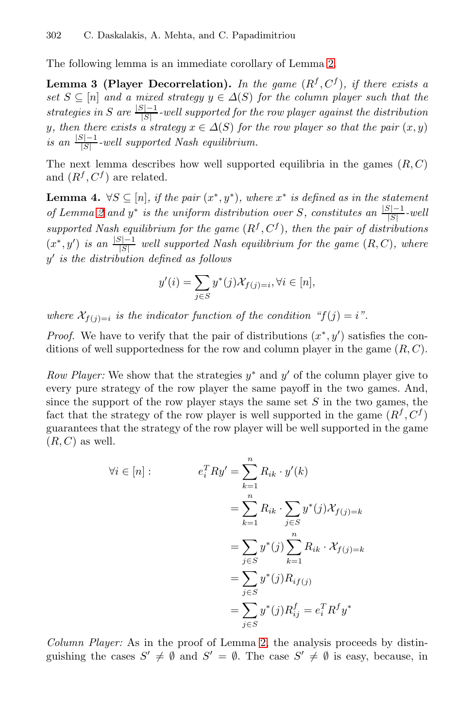The following lemma is an immediate corollary of Lemma 2.

**Lemma 3 (Player Decorrelation).** *In the game $(R^f, C^f)$, if there exists a set $S \subseteq [n]$ and a mixed strategy $y \in \Delta(S)$ for the column player such that the strategies in $S$ are $\frac{|S|-1}{|S|}$-well supported for the row player against the distribution $y$, then there exists a strategy $x \in \Delta(S)$ for the row player so that the pair $(x, y)$ is an $\frac{|S|-1}{|S|}$-well supported Nash equilibrium.*

The next lemma describes how well supported equilibria in the games $(R, C)$ and $(R^f, C^f)$ are related.

**Lemma 4.** *$\forall S \subseteq [n]$, if the pair $(x^*, y^*)$, where $x^*$ is defined as in the statement of Lemma 2 and $y^*$ is the uniform distribution over $S$, constitutes an $\frac{|S|-1}{|S|}$-well supported Nash equilibrium for the game $(R^f, C^f)$, then the pair of distributions $(x^*, y')$ is an $\frac{|S|-1}{|S|}$ well supported Nash equilibrium for the game $(R, C)$, where $y'$ is the distribution defined as follows*

$$y'(i) = \sum_{j \in S} y^*(j)\mathcal{X}_{f(j)=i}, \forall i \in [n],$$

*where $\mathcal{X}_{f(j)=i}$ is the indicator function of the condition "$f(j) = i$".*

*Proof.* We have to verify that the pair of distributions $(x^*, y')$ satisfies the conditions of well supportedness for the row and column player in the game $(R, C)$.

*Row Player:* We show that the strategies $y^*$ and $y'$ of the column player give to every pure strategy of the row player the same payoff in the two games. And, since the support of the row player stays the same set $S$ in the two games, the fact that the strategy of the row player is well supported in the game $(R^f, C^f)$ guarantees that the strategy of the row player will be well supported in the game $(R, C)$ as well.

$$\begin{aligned}
\forall i \in [n]: \qquad\qquad e_i^T R y' &= \sum_{k=1}^{n} R_{ik} \cdot y'(k) \\
&= \sum_{k=1}^{n} R_{ik} \cdot \sum_{j \in S} y^*(j)\mathcal{X}_{f(j)=k} \\
&= \sum_{j \in S} y^*(j) \sum_{k=1}^{n} R_{ik} \cdot \mathcal{X}_{f(j)=k} \\
&= \sum_{j \in S} y^*(j) R_{if(j)} \\
&= \sum_{j \in S} y^*(j) R^f_{ij} = e_i^T R^f y^*
\end{aligned}$$

*Column Player:* As in the proof of Lemma 2, the analysis proceeds by distinguishing the cases $S' \neq \emptyset$ and $S' = \emptyset$. The case $S' \neq \emptyset$ is easy, because, in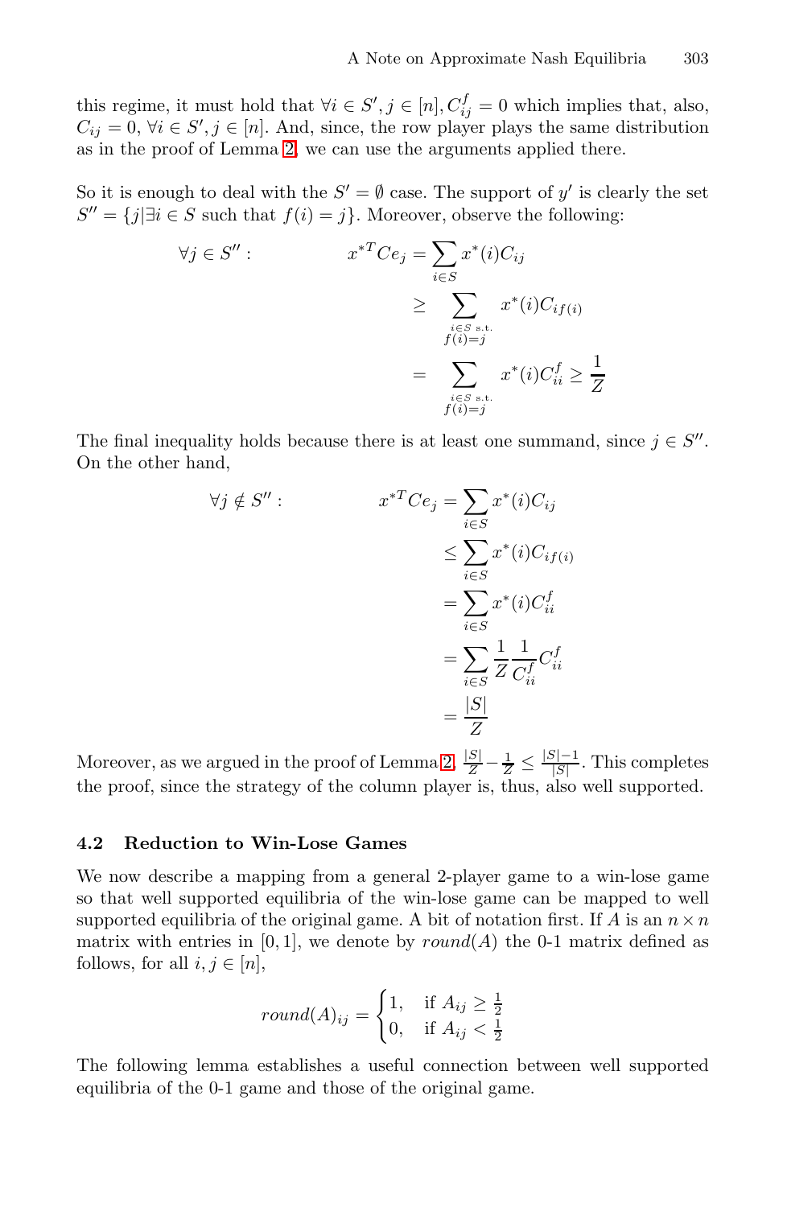this regime, it must hold that $\forall i \in S', j \in [n], C^f_{ij} = 0$ which implies that, also, $C_{ij} = 0$, $\forall i \in S', j \in [n]$. And, since, the row player plays the same distribution as in the proof of Lemma 2, we can use the arguments applied there.

So it is enough to deal with the $S' = \emptyset$ case. The support of $y'$ is clearly the set $S'' = \{j | \exists i \in S \text{ such that } f(i) = j\}$. Moreover, observe the following:

$$
\begin{aligned}
\forall j \in S'': \qquad\qquad x^{*T} C e_j &= \sum_{i \in S} x^*(i) C_{ij} \\
&\geq \sum_{\substack{i \in S \text{ s.t.} \\ f(i)=j}} x^*(i) C_{if(i)} \\
&= \sum_{\substack{i \in S \text{ s.t.} \\ f(i)=j}} x^*(i) C^f_{ii} \geq \frac{1}{Z}
\end{aligned}
$$

The final inequality holds because there is at least one summand, since $j \in S''$. On the other hand,

$$
\begin{aligned}
\forall j \notin S'': \qquad\qquad x^{*T} C e_j &= \sum_{i \in S} x^*(i) C_{ij} \\
&\leq \sum_{i \in S} x^*(i) C_{if(i)} \\
&= \sum_{i \in S} x^*(i) C^f_{ii} \\
&= \sum_{i \in S} \frac{1}{Z} \frac{1}{C^f_{ii}} C^f_{ii} \\
&= \frac{|S|}{Z}
\end{aligned}
$$

Moreover, as we argued in the proof of Lemma 2, $\frac{|S|}{Z} - \frac{1}{Z} \leq \frac{|S|-1}{|S|}$. This completes the proof, since the strategy of the column player is, thus, also well supported.

### 4.2 Reduction to Win-Lose Games

We now describe a mapping from a general 2-player game to a win-lose game so that well supported equilibria of the win-lose game can be mapped to well supported equilibria of the original game. A bit of notation first. If $A$ is an $n \times n$ matrix with entries in $[0, 1]$, we denote by $round(A)$ the 0-1 matrix defined as follows, for all $i, j \in [n]$,

$$
round(A)_{ij} = \begin{cases} 1, & \text{if } A_{ij} \geq \frac{1}{2} \\ 0, & \text{if } A_{ij} < \frac{1}{2} \end{cases}
$$

The following lemma establishes a useful connection between well supported equilibria of the 0-1 game and those of the original game.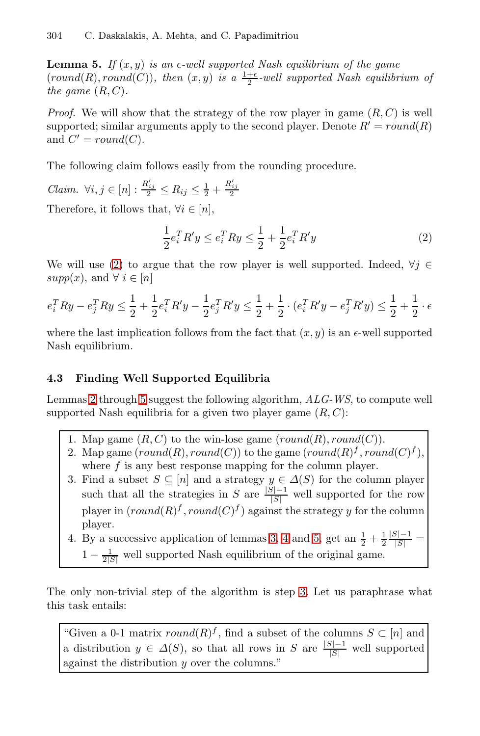**Lemma 5.** *If $(x, y)$ is an $\epsilon$-well supported Nash equilibrium of the game $(round(R), round(C))$, then $(x, y)$ is a $\frac{1+\epsilon}{2}$-well supported Nash equilibrium of the game $(R, C)$.*

*Proof.* We will show that the strategy of the row player in game $(R, C)$ is well supported; similar arguments apply to the second player. Denote $R' = round(R)$ and $C' = round(C)$.

The following claim follows easily from the rounding procedure.

*Claim.* $\forall i, j \in [n] : \frac{R'_{ij}}{2} \leq R_{ij} \leq \frac{1}{2} + \frac{R'_{ij}}{2}$

Therefore, it follows that, $\forall i \in [n]$,

$$\frac{1}{2} e_i^T R' y \leq e_i^T R y \leq \frac{1}{2} + \frac{1}{2} e_i^T R' y \tag{2}$$

We will use (2) to argue that the row player is well supported. Indeed, $\forall j \in supp(x)$, and $\forall\, i \in [n]$

$$e_i^T R y - e_j^T R y \leq \frac{1}{2} + \frac{1}{2} e_i^T R' y - \frac{1}{2} e_j^T R' y \leq \frac{1}{2} + \frac{1}{2} \cdot (e_i^T R' y - e_j^T R' y) \leq \frac{1}{2} + \frac{1}{2} \cdot \epsilon$$

where the last implication follows from the fact that $(x, y)$ is an $\epsilon$-well supported Nash equilibrium.

### 4.3 Finding Well Supported Equilibria

Lemmas 2 through 5 suggest the following algorithm, *ALG-WS*, to compute well supported Nash equilibria for a given two player game $(R, C)$:

1. Map game $(R, C)$ to the win-lose game $(round(R), round(C))$.
2. Map game $(round(R), round(C))$ to the game $(round(R)^f, round(C)^f)$, where $f$ is any best response mapping for the column player.
3. Find a subset $S \subseteq [n]$ and a strategy $y \in \Delta(S)$ for the column player such that all the strategies in $S$ are $\frac{|S|-1}{|S|}$ well supported for the row player in $(round(R)^f, round(C)^f)$ against the strategy $y$ for the column player.
4. By a successive application of lemmas 3, 4 and 5, get an $\frac{1}{2} + \frac{1}{2}\frac{|S|-1}{|S|} = 1 - \frac{1}{2|S|}$ well supported Nash equilibrium of the original game.

The only non-trivial step of the algorithm is step 3. Let us paraphrase what this task entails:

> "Given a 0-1 matrix $round(R)^f$, find a subset of the columns $S \subset [n]$ and a distribution $y \in \Delta(S)$, so that all rows in $S$ are $\frac{|S|-1}{|S|}$ well supported against the distribution $y$ over the columns."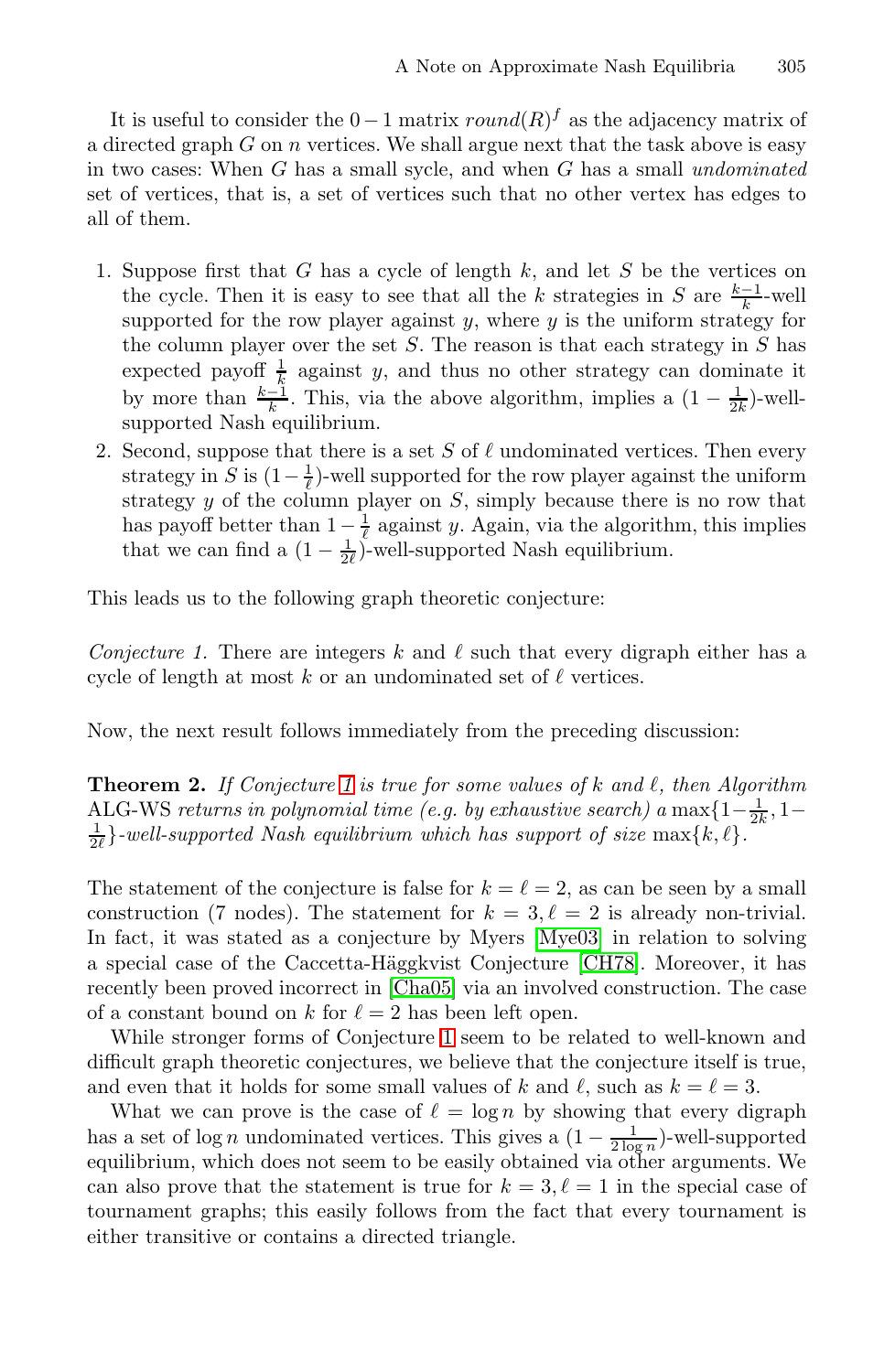It is useful to consider the $0-1$ matrix $round(R)^f$ as the adjacency matrix of a directed graph $G$ on $n$ vertices. We shall argue next that the task above is easy in two cases: When $G$ has a small sycle, and when $G$ has a small *undominated* set of vertices, that is, a set of vertices such that no other vertex has edges to all of them.

1. Suppose first that $G$ has a cycle of length $k$, and let $S$ be the vertices on the cycle. Then it is easy to see that all the $k$ strategies in $S$ are $\frac{k-1}{k}$-well supported for the row player against $y$, where $y$ is the uniform strategy for the column player over the set $S$. The reason is that each strategy in $S$ has expected payoff $\frac{1}{k}$ against $y$, and thus no other strategy can dominate it by more than $\frac{k-1}{k}$. This, via the above algorithm, implies a $(1 - \frac{1}{2k})$-well-supported Nash equilibrium.
2. Second, suppose that there is a set $S$ of $\ell$ undominated vertices. Then every strategy in $S$ is $(1-\frac{1}{\ell})$-well supported for the row player against the uniform strategy $y$ of the column player on $S$, simply because there is no row that has payoff better than $1-\frac{1}{\ell}$ against $y$. Again, via the algorithm, this implies that we can find a $(1-\frac{1}{2\ell})$-well-supported Nash equilibrium.

This leads us to the following graph theoretic conjecture:

*Conjecture 1.* There are integers $k$ and $\ell$ such that every digraph either has a cycle of length at most $k$ or an undominated set of $\ell$ vertices.

Now, the next result follows immediately from the preceding discussion:

**Theorem 2.** *If Conjecture 1 is true for some values of $k$ and $\ell$, then Algorithm* ALG-WS *returns in polynomial time (e.g. by exhaustive search) a* $\max\{1-\frac{1}{2k}, 1-\frac{1}{2\ell}\}$*-well-supported Nash equilibrium which has support of size* $\max\{k,\ell\}$.

The statement of the conjecture is false for $k=\ell=2$, as can be seen by a small construction (7 nodes). The statement for $k=3, \ell=2$ is already non-trivial. In fact, it was stated as a conjecture by Myers [Mye03] in relation to solving a special case of the Caccetta-Häggkvist Conjecture [CH78]. Moreover, it has recently been proved incorrect in [Cha05] via an involved construction. The case of a constant bound on $k$ for $\ell = 2$ has been left open.

While stronger forms of Conjecture 1 seem to be related to well-known and difficult graph theoretic conjectures, we believe that the conjecture itself is true, and even that it holds for some small values of $k$ and $\ell$, such as $k=\ell=3$.

What we can prove is the case of $\ell = \log n$ by showing that every digraph has a set of $\log n$ undominated vertices. This gives a $(1-\frac{1}{2\log n})$-well-supported equilibrium, which does not seem to be easily obtained via other arguments. We can also prove that the statement is true for $k=3, \ell=1$ in the special case of tournament graphs; this easily follows from the fact that every tournament is either transitive or contains a directed triangle.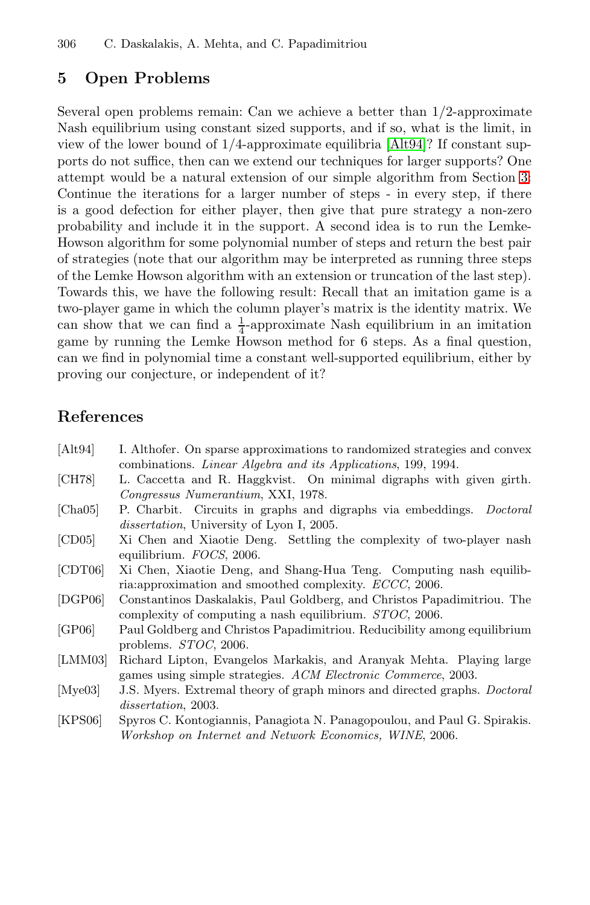## 5 Open Problems

Several open problems remain: Can we achieve a better than 1/2-approximate Nash equilibrium using constant sized supports, and if so, what is the limit, in view of the lower bound of 1/4-approximate equilibria [Alt94]? If constant supports do not suffice, then can we extend our techniques for larger supports? One attempt would be a natural extension of our simple algorithm from Section 3: Continue the iterations for a larger number of steps - in every step, if there is a good defection for either player, then give that pure strategy a non-zero probability and include it in the support. A second idea is to run the Lemke-Howson algorithm for some polynomial number of steps and return the best pair of strategies (note that our algorithm may be interpreted as running three steps of the Lemke Howson algorithm with an extension or truncation of the last step). Towards this, we have the following result: Recall that an imitation game is a two-player game in which the column player's matrix is the identity matrix. We can show that we can find a $\frac{1}{4}$-approximate Nash equilibrium in an imitation game by running the Lemke Howson method for 6 steps. As a final question, can we find in polynomial time a constant well-supported equilibrium, either by proving our conjecture, or independent of it?

## References

- [Alt94] I. Althofer. On sparse approximations to randomized strategies and convex combinations. *Linear Algebra and its Applications*, 199, 1994.
- [CH78] L. Caccetta and R. Haggkvist. On minimal digraphs with given girth. *Congressus Numerantium*, XXI, 1978.
- [Cha05] P. Charbit. Circuits in graphs and digraphs via embeddings. *Doctoral dissertation*, University of Lyon I, 2005.
- [CD05] Xi Chen and Xiaotie Deng. Settling the complexity of two-player nash equilibrium. *FOCS*, 2006.
- [CDT06] Xi Chen, Xiaotie Deng, and Shang-Hua Teng. Computing nash equilibria:approximation and smoothed complexity. *ECCC*, 2006.
- [DGP06] Constantinos Daskalakis, Paul Goldberg, and Christos Papadimitriou. The complexity of computing a nash equilibrium. *STOC*, 2006.
- [GP06] Paul Goldberg and Christos Papadimitriou. Reducibility among equilibrium problems. *STOC*, 2006.
- [LMM03] Richard Lipton, Evangelos Markakis, and Aranyak Mehta. Playing large games using simple strategies. *ACM Electronic Commerce*, 2003.
- [Mye03] J.S. Myers. Extremal theory of graph minors and directed graphs. *Doctoral dissertation*, 2003.
- [KPS06] Spyros C. Kontogiannis, Panagiota N. Panagopoulou, and Paul G. Spirakis. *Workshop on Internet and Network Economics, WINE*, 2006.